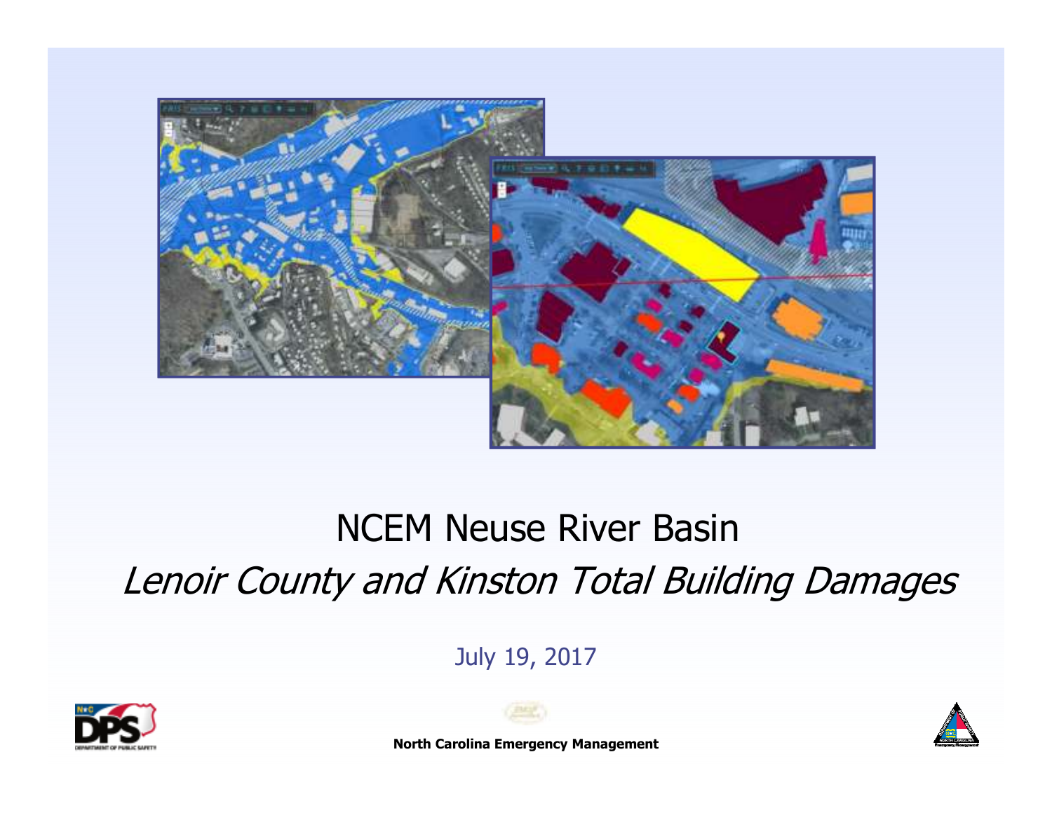# NCEM Neuse River Basin

## *Lenoir County and Kinston Total Building Damages*

July 19, 2017

**North Carolina Emergency Management**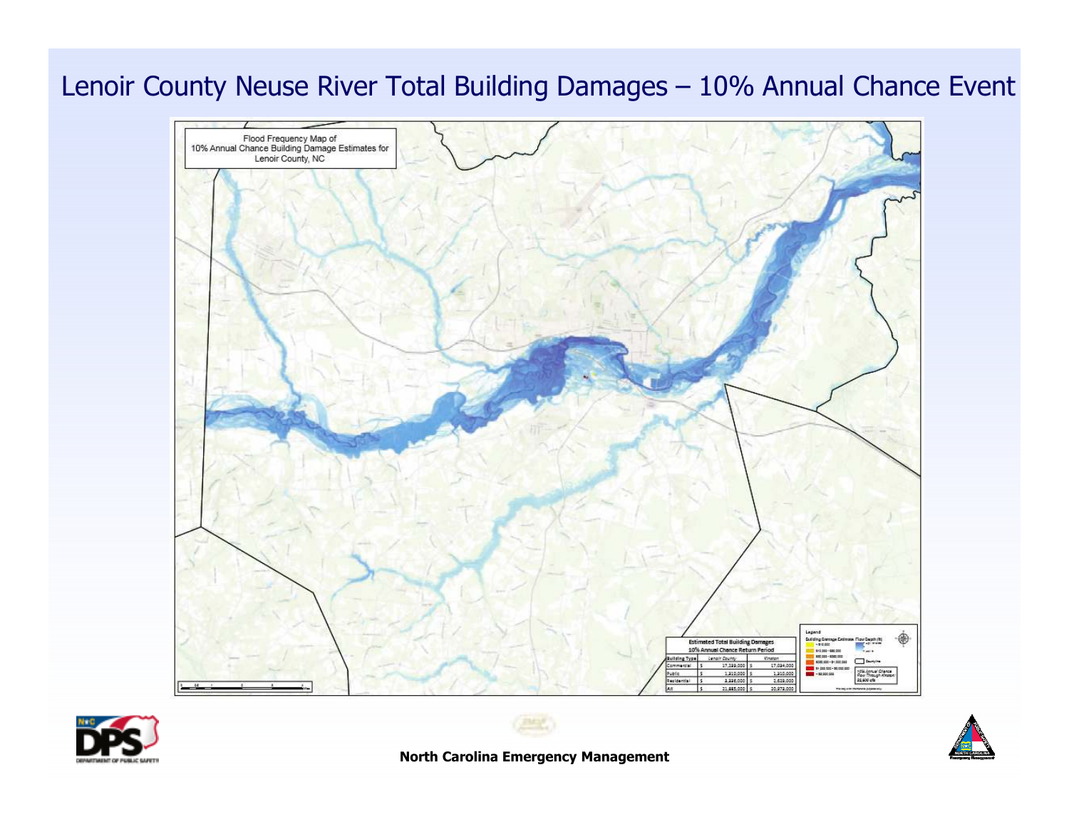# Lenoir County Neuse River Total Building Damages – 10% Annual Chance Event

Flood Frequency Map of
10% Annual Chance Building Damage Estimates for
Lenoir County, NC

| Estimated Total Building Damages 10% Annual Chance Return Period | | |
|---|---|---|
| Building Type | Lenoir County | Kinston |
| Commercial | $ 17,289,000 | $ 17,034,000 |
| Public | $ 1,310,000 | $ 1,310,000 |
| Residential | $ 3,286,000 | $ 2,629,000 |
| All | $ 21,885,000 | $ 20,973,000 |

North Carolina Emergency Management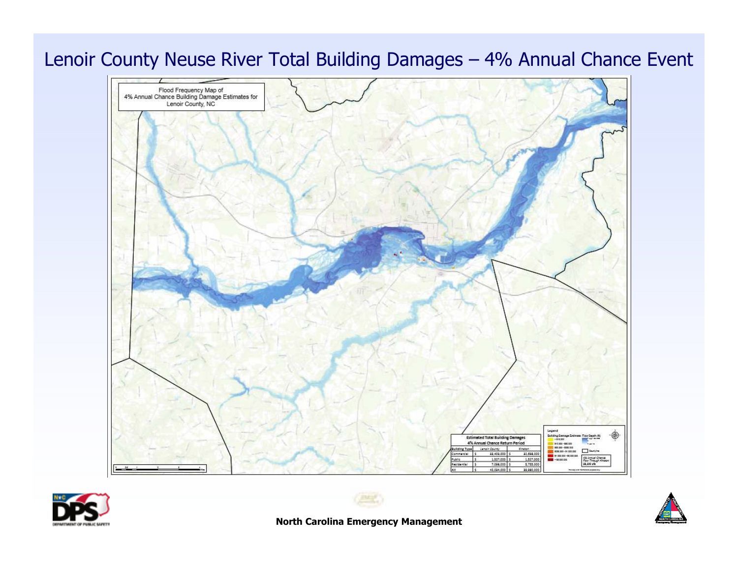# Lenoir County Neuse River Total Building Damages – 4% Annual Chance Event

Flood Frequency Map of
4% Annual Chance Building Damage Estimates for
Lenoir County, NC

| Estimated Total Building Damages 4% Annual Chance Return Period | | |
|---|---|---|
| Building Type | Lenoir County | Kinston |
| Commercial | $ 33,409,000 | $ 32,698,000 |
| Public | $ 1,527,000 | $ 1,527,000 |
| Residential | $ 7,098,000 | $ 5,755,000 |
| All | $ 42,034,000 | $ 39,980,000 |

Legend

Building Damage Estimate

Flood Depth (ft)

Countyline

4% Annual Chance Flow Through Kinston 28,300 cfs

**North Carolina Emergency Management**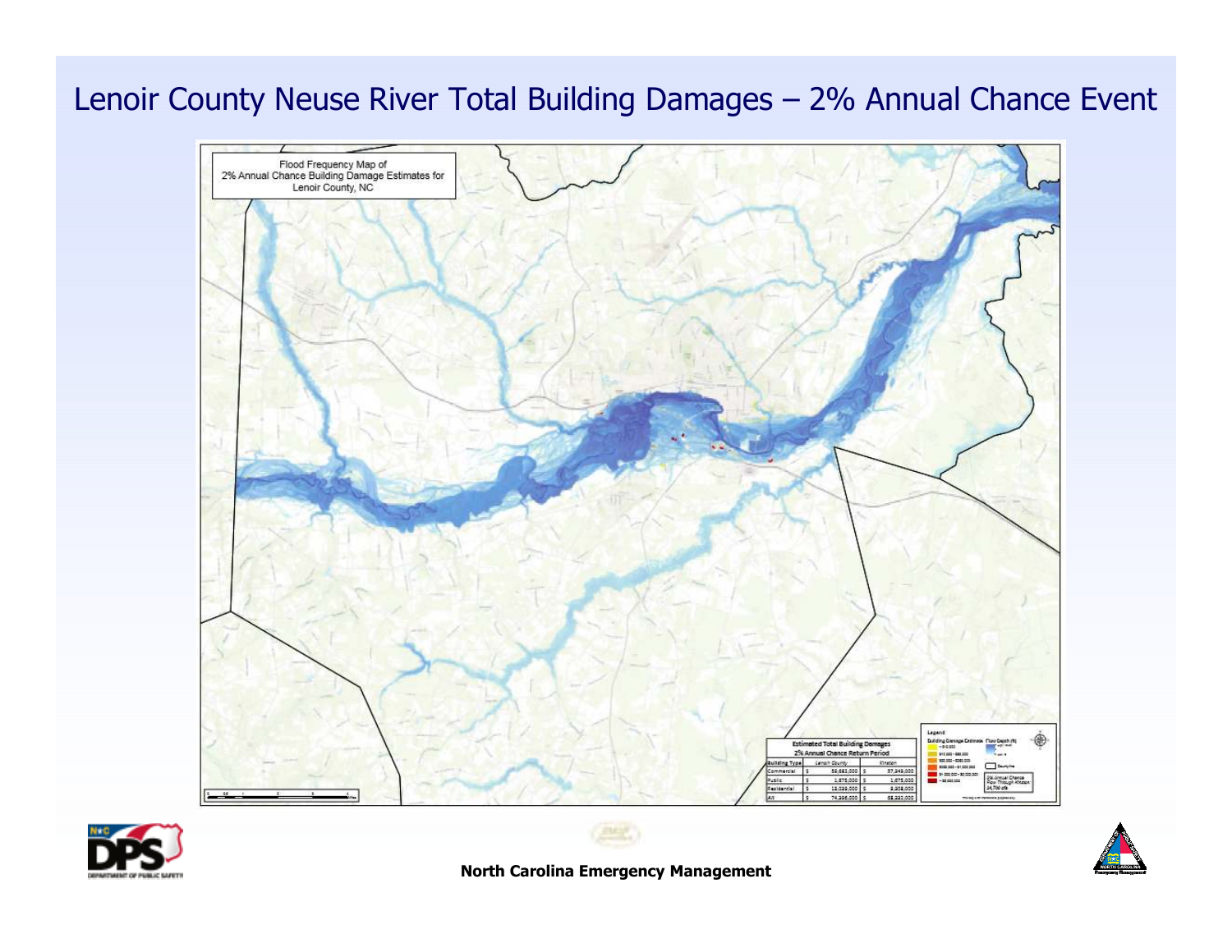# Lenoir County Neuse River Total Building Damages – 2% Annual Chance Event

Flood Frequency Map of
2% Annual Chance Building Damage Estimates for
Lenoir County, NC

Estimated Total Building Damages
2% Annual Chance Return Period

| Building Type | Lenoir County | Kinston |
|---|---|---|
| Commercial | $ 59,682,000 | $ 57,249,000 |
| Public | $ 1,675,000 | $ 1,675,000 |
| Residential | $ 13,039,000 | $ 9,308,000 |
| All | $ 74,396,000 | $ 68,232,000 |

North Carolina Emergency Management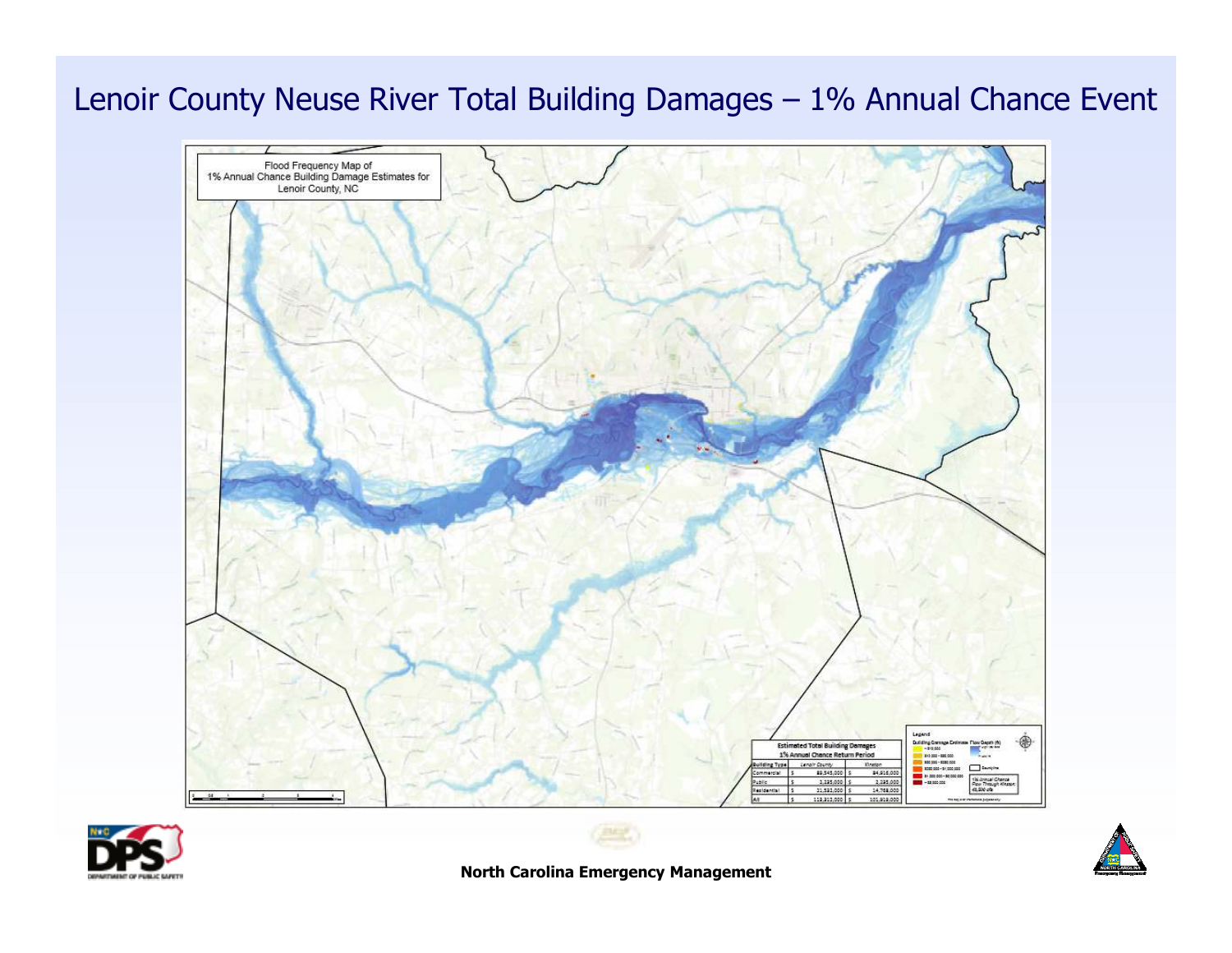# Lenoir County Neuse River Total Building Damages – 1% Annual Chance Event

Flood Frequency Map of
1% Annual Chance Building Damage Estimates for
Lenoir County, NC

**Estimated Total Building Damages**
**1% Annual Chance Return Period**

| Building Type | Lenoir County | Kinston |
|---|---|---|
| Commercial | $ 89,545,000 | $ 84,916,000 |
| Public | $ 2,235,000 | $ 2,235,000 |
| Residential | $ 21,533,000 | $ 14,768,000 |
| All | $ 113,313,000 | $ 101,919,000 |

Legend

1% Annual Chance Flow Through Kinston: 43,500 cfs

**North Carolina Emergency Management**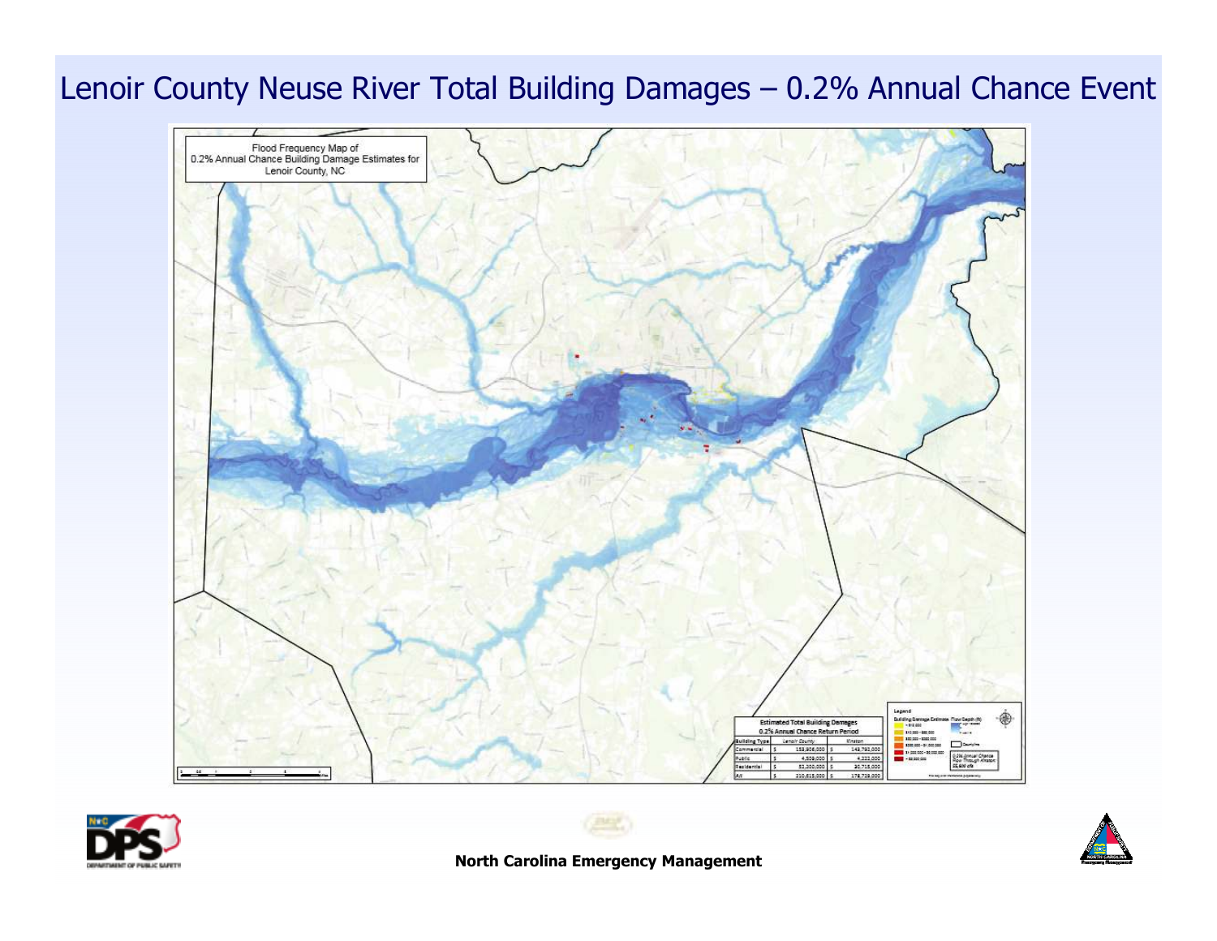# Lenoir County Neuse River Total Building Damages – 0.2% Annual Chance Event

Flood Frequency Map of
0.2% Annual Chance Building Damage Estimates for
Lenoir County, NC

| Estimated Total Building Damages 0.2% Annual Chance Return Period | | |
|---|---|---|
| Building Type | Lenoir County | Kinston |
| Commercial | $ 153,906,000 | $ 143,792,000 |
| Public | $ 4,509,000 | $ 4,222,000 |
| Residential | $ 52,200,000 | $ 30,715,000 |
| All | $ 210,615,000 | $ 178,729,000 |

North Carolina Emergency Management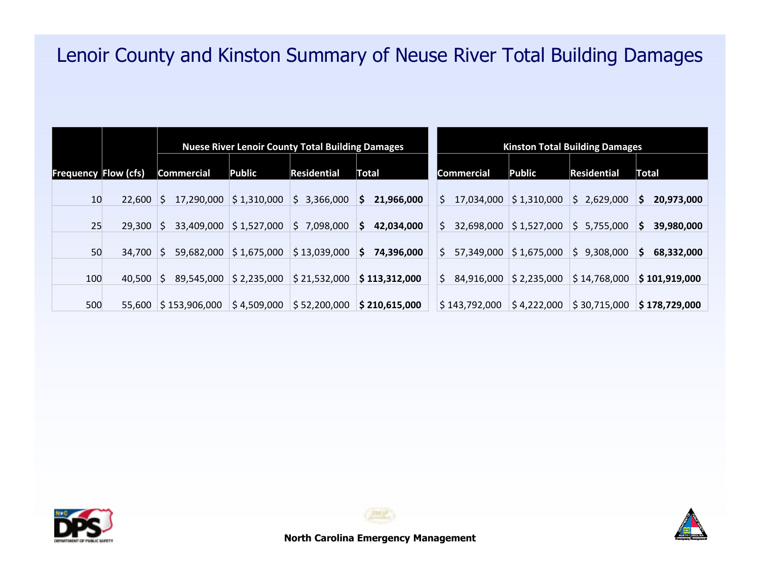# Lenoir County and Kinston Summary of Neuse River Total Building Damages

| Frequency | Flow (cfs) | Nuese River Lenoir County Total Building Damages | | | | Kinston Total Building Damages | | | |
|---|---|---|---|---|---|---|---|---|---|
| | | Commercial | Public | Residential | Total | Commercial | Public | Residential | Total |
| 10 | 22,600 | $ 17,290,000 | $ 1,310,000 | $ 3,366,000 | **$ 21,966,000** | $ 17,034,000 | $ 1,310,000 | $ 2,629,000 | **$ 20,973,000** |
| 25 | 29,300 | $ 33,409,000 | $ 1,527,000 | $ 7,098,000 | **$ 42,034,000** | $ 32,698,000 | $ 1,527,000 | $ 5,755,000 | **$ 39,980,000** |
| 50 | 34,700 | $ 59,682,000 | $ 1,675,000 | $ 13,039,000 | **$ 74,396,000** | $ 57,349,000 | $ 1,675,000 | $ 9,308,000 | **$ 68,332,000** |
| 100 | 40,500 | $ 89,545,000 | $ 2,235,000 | $ 21,532,000 | **$ 113,312,000** | $ 84,916,000 | $ 2,235,000 | $ 14,768,000 | **$ 101,919,000** |
| 500 | 55,600 | $ 153,906,000 | $ 4,509,000 | $ 52,200,000 | **$ 210,615,000** | $ 143,792,000 | $ 4,222,000 | $ 30,715,000 | **$ 178,729,000** |

**North Carolina Emergency Management**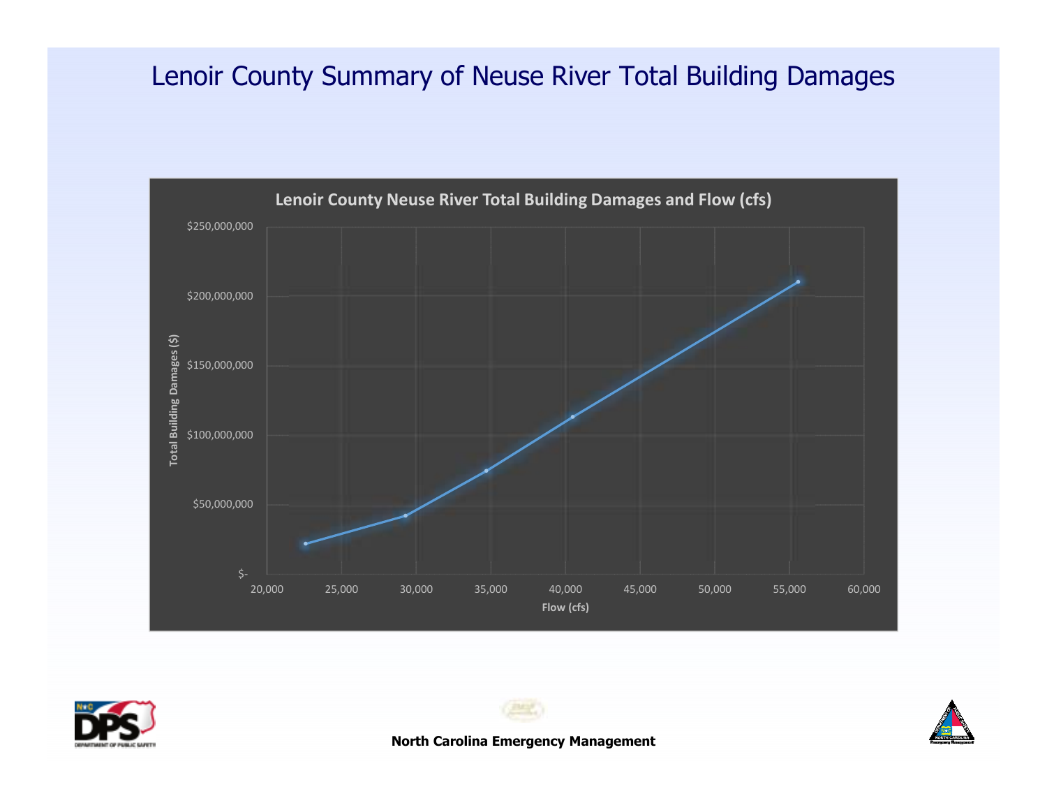# Lenoir County Summary of Neuse River Total Building Damages

**Lenoir County Neuse River Total Building Damages and Flow (cfs)**

Total Building Damages ($)

$250,000,000
$200,000,000
$150,000,000
$100,000,000
$50,000,000
$-

20,000 25,000 30,000 35,000 40,000 45,000 50,000 55,000 60,000

Flow (cfs)

**North Carolina Emergency Management**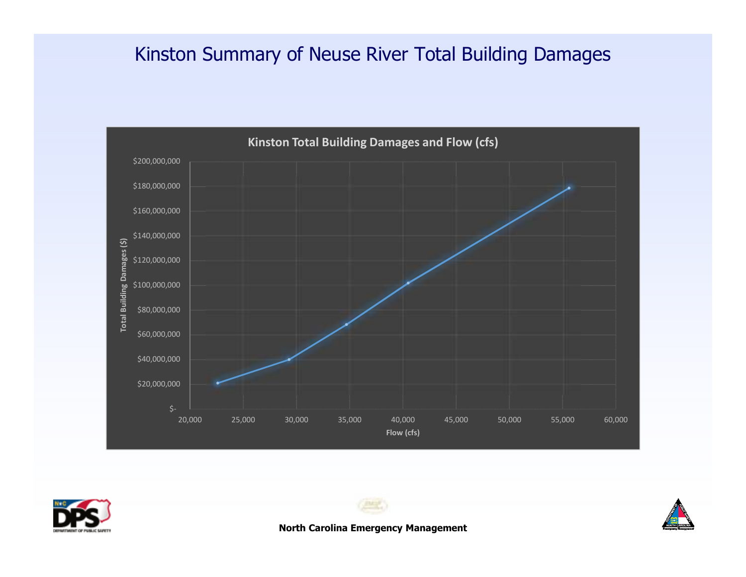# Kinston Summary of Neuse River Total Building Damages

Kinston Total Building Damages and Flow (cfs)

Total Building Damages ($)

$200,000,000
$180,000,000
$160,000,000
$140,000,000
$120,000,000
$100,000,000
$80,000,000
$60,000,000
$40,000,000
$20,000,000
$-

20,000
25,000
30,000
35,000
40,000
45,000
50,000
55,000
60,000

Flow (cfs)

North Carolina Emergency Management